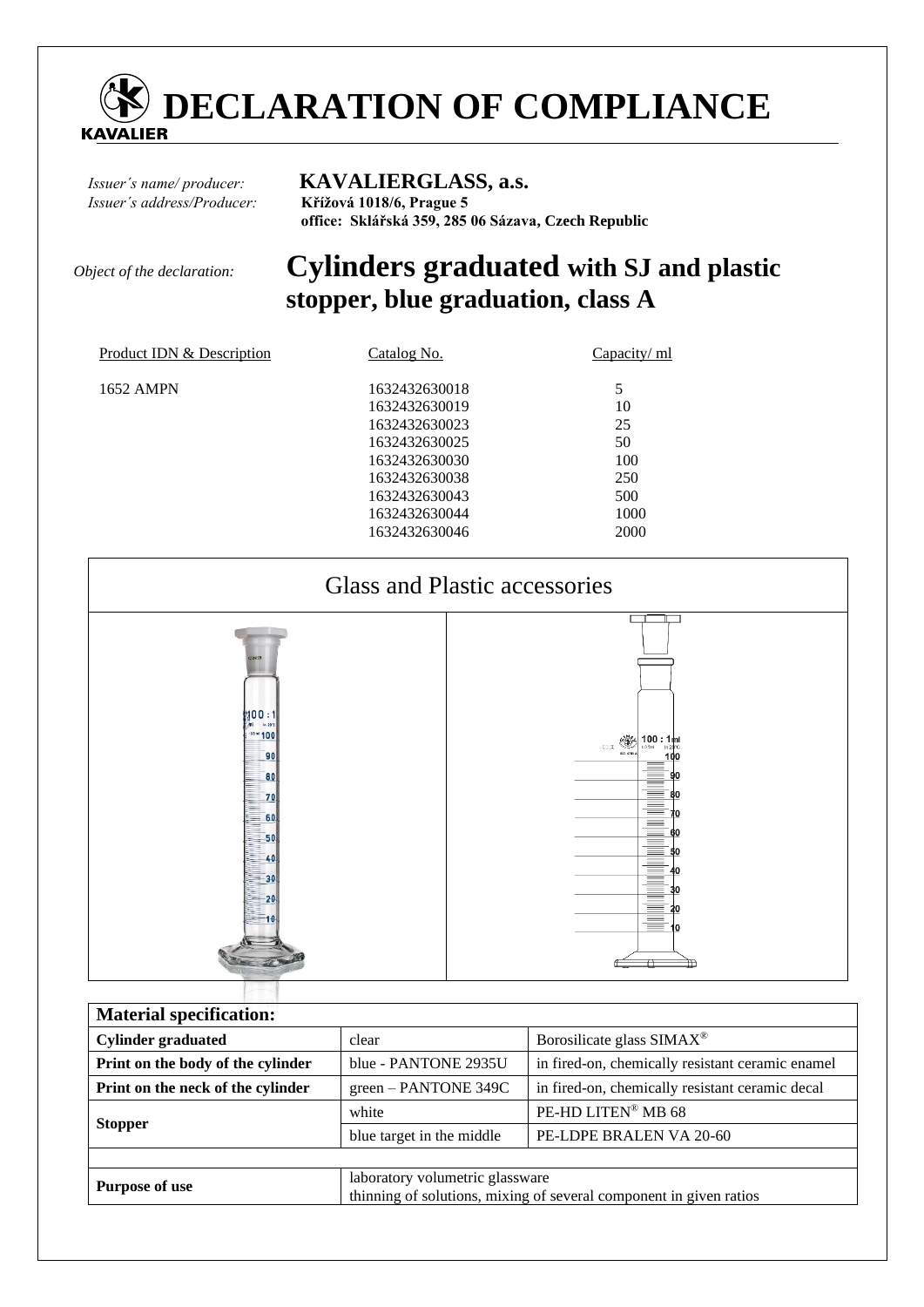# DECLARATION OF COMPLIANCE

KAVALIER

*Issuer´s name/ producer:* **KAVALIERGLASS, a.s.**
*Issuer´s address/Producer:* **Křížová 1018/6, Prague 5**
**office: Sklářská 359, 285 06 Sázava, Czech Republic**

*Object of the declaration:* **Cylinders graduated with SJ and plastic stopper, blue graduation, class A**

| Product IDN & Description | Catalog No. | Capacity/ ml |
|---|---|---|
| 1652 AMPN | 1632432630018 | 5 |
| | 1632432630019 | 10 |
| | 1632432630023 | 25 |
| | 1632432630025 | 50 |
| | 1632432630030 | 100 |
| | 1632432630038 | 250 |
| | 1632432630043 | 500 |
| | 1632432630044 | 1000 |
| | 1632432630046 | 2000 |

## Glass and Plastic accessories

| Material specification: | | |
|---|---|---|
| **Cylinder graduated** | clear | Borosilicate glass SIMAX® |
| **Print on the body of the cylinder** | blue - PANTONE 2935U | in fired-on, chemically resistant ceramic enamel |
| **Print on the neck of the cylinder** | green – PANTONE 349C | in fired-on, chemically resistant ceramic decal |
| **Stopper** | white | PE-HD LITEN® MB 68 |
| | blue target in the middle | PE-LDPE BRALEN VA 20-60 |
| | | |
| **Purpose of use** | laboratory volumetric glassware<br>thinning of solutions, mixing of several component in given ratios | |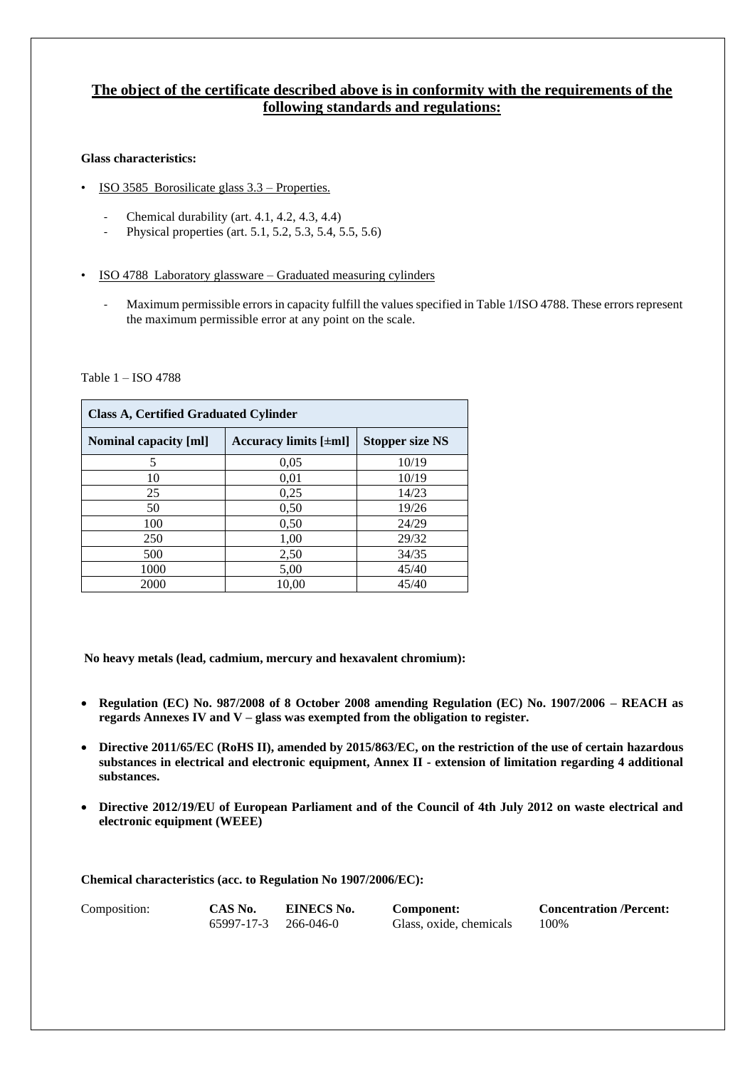## The object of the certificate described above is in conformity with the requirements of the following standards and regulations:

**Glass characteristics:**

- ISO 3585 Borosilicate glass 3.3 – Properties.
  - Chemical durability (art. 4.1, 4.2, 4.3, 4.4)
  - Physical properties (art. 5.1, 5.2, 5.3, 5.4, 5.5, 5.6)

- ISO 4788 Laboratory glassware – Graduated measuring cylinders
  - Maximum permissible errors in capacity fulfill the values specified in Table 1/ISO 4788. These errors represent the maximum permissible error at any point on the scale.

Table 1 – ISO 4788

| **Class A, Certified Graduated Cylinder** | | |
|---|---|---|
| **Nominal capacity [ml]** | **Accuracy limits [±ml]** | **Stopper size NS** |
| 5 | 0,05 | 10/19 |
| 10 | 0,01 | 10/19 |
| 25 | 0,25 | 14/23 |
| 50 | 0,50 | 19/26 |
| 100 | 0,50 | 24/29 |
| 250 | 1,00 | 29/32 |
| 500 | 2,50 | 34/35 |
| 1000 | 5,00 | 45/40 |
| 2000 | 10,00 | 45/40 |

**No heavy metals (lead, cadmium, mercury and hexavalent chromium):**

- **Regulation (EC) No. 987/2008 of 8 October 2008 amending Regulation (EC) No. 1907/2006 – REACH as regards Annexes IV and V – glass was exempted from the obligation to register.**
- **Directive 2011/65/EC (RoHS II), amended by 2015/863/EC, on the restriction of the use of certain hazardous substances in electrical and electronic equipment, Annex II - extension of limitation regarding 4 additional substances.**
- **Directive 2012/19/EU of European Parliament and of the Council of 4th July 2012 on waste electrical and electronic equipment (WEEE)**

**Chemical characteristics (acc. to Regulation No 1907/2006/EC):**

| Composition: | **CAS No.** | **EINECS No.** | **Component:** | **Concentration /Percent:** |
|---|---|---|---|---|
| | 65997-17-3 | 266-046-0 | Glass, oxide, chemicals | 100% |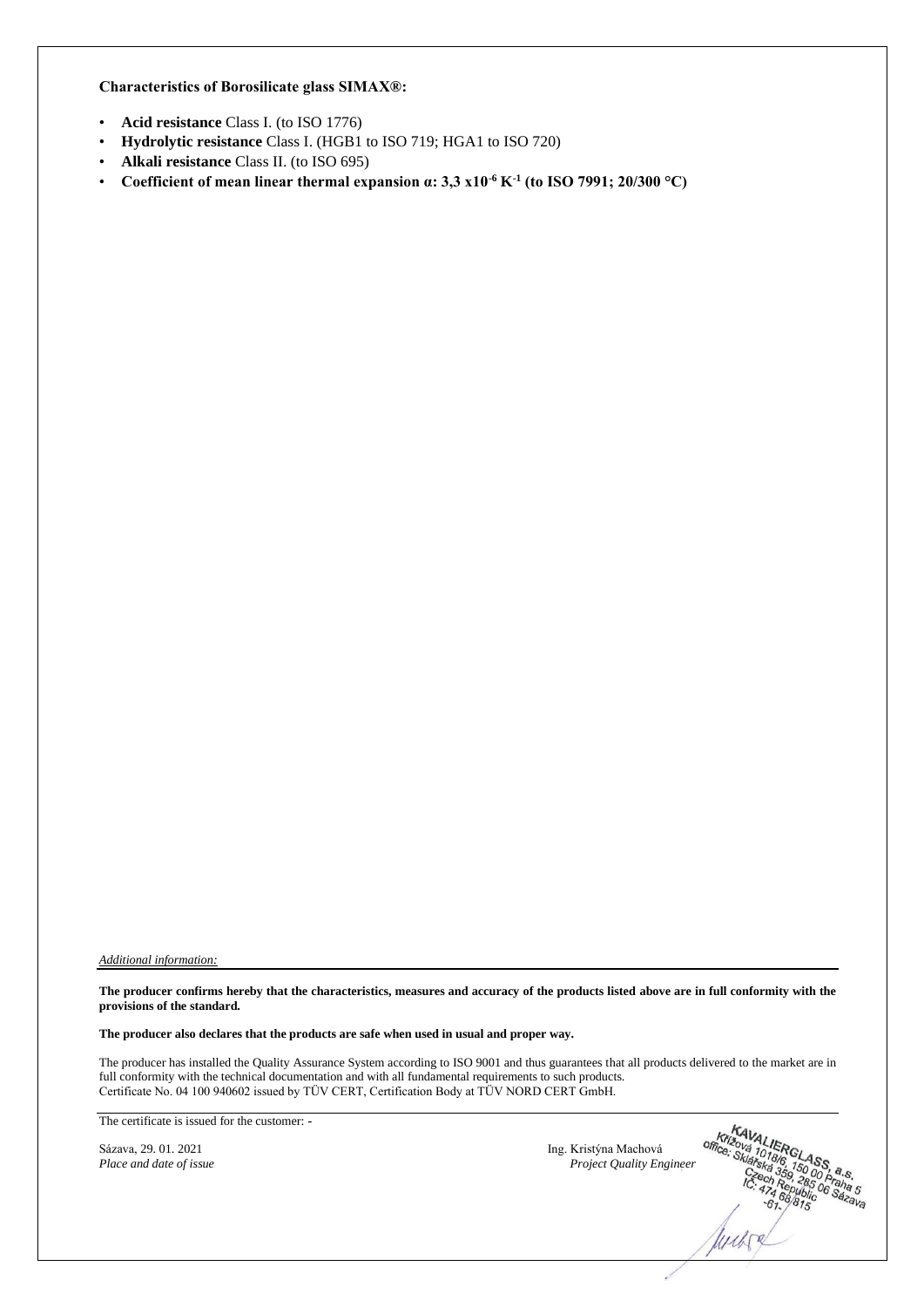**Characteristics of Borosilicate glass SIMAX®:**

- **Acid resistance** Class I. (to ISO 1776)
- **Hydrolytic resistance** Class I. (HGB1 to ISO 719; HGA1 to ISO 720)
- **Alkali resistance** Class II. (to ISO 695)
- **Coefficient of mean linear thermal expansion α: 3,3 x$10^{-6}$ $K^{-1}$ (to ISO 7991; 20/300 °C)**

*Additional information:*

**The producer confirms hereby that the characteristics, measures and accuracy of the products listed above are in full conformity with the provisions of the standard.**

**The producer also declares that the products are safe when used in usual and proper way.**

The producer has installed the Quality Assurance System according to ISO 9001 and thus guarantees that all products delivered to the market are in full conformity with the technical documentation and with all fundamental requirements to such products.
Certificate No. 04 100 940602 issued by TÜV CERT, Certification Body at TÜV NORD CERT GmbH.

The certificate is issued for the customer: -

Sázava, 29. 01. 2021
*Place and date of issue*

Ing. Kristýna Machová
*Project Quality Engineer*

KAVALIERGLASS, a.s.
Křížová 1018/6, 150 00 Praha 5
office: Sklářská 359, 285 06 Sázava
Czech Republic
IČ: 474 68 815
-61-